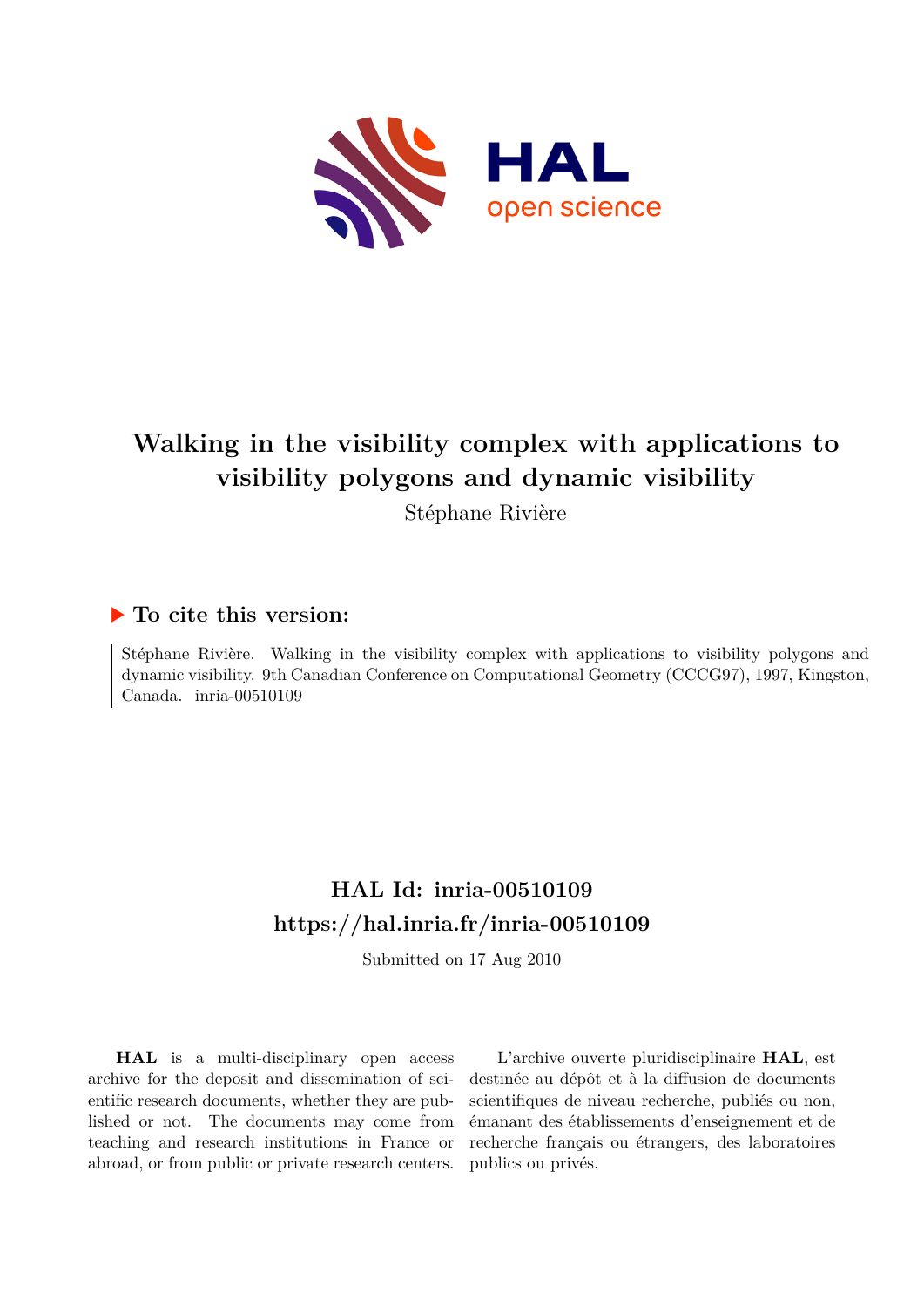# Walking in the visibility complex with applications to visibility polygons and dynamic visibility

Stéphane Rivière

## ▶ To cite this version:

Stéphane Rivière. Walking in the visibility complex with applications to visibility polygons and dynamic visibility. 9th Canadian Conference on Computational Geometry (CCCG97), 1997, Kingston, Canada. inria-00510109

## HAL Id: inria-00510109
## https://hal.inria.fr/inria-00510109

Submitted on 17 Aug 2010

**HAL** is a multi-disciplinary open access archive for the deposit and dissemination of scientific research documents, whether they are published or not. The documents may come from teaching and research institutions in France or abroad, or from public or private research centers.

L'archive ouverte pluridisciplinaire **HAL**, est destinée au dépôt et à la diffusion de documents scientifiques de niveau recherche, publiés ou non, émanant des établissements d'enseignement et de recherche français ou étrangers, des laboratoires publics ou privés.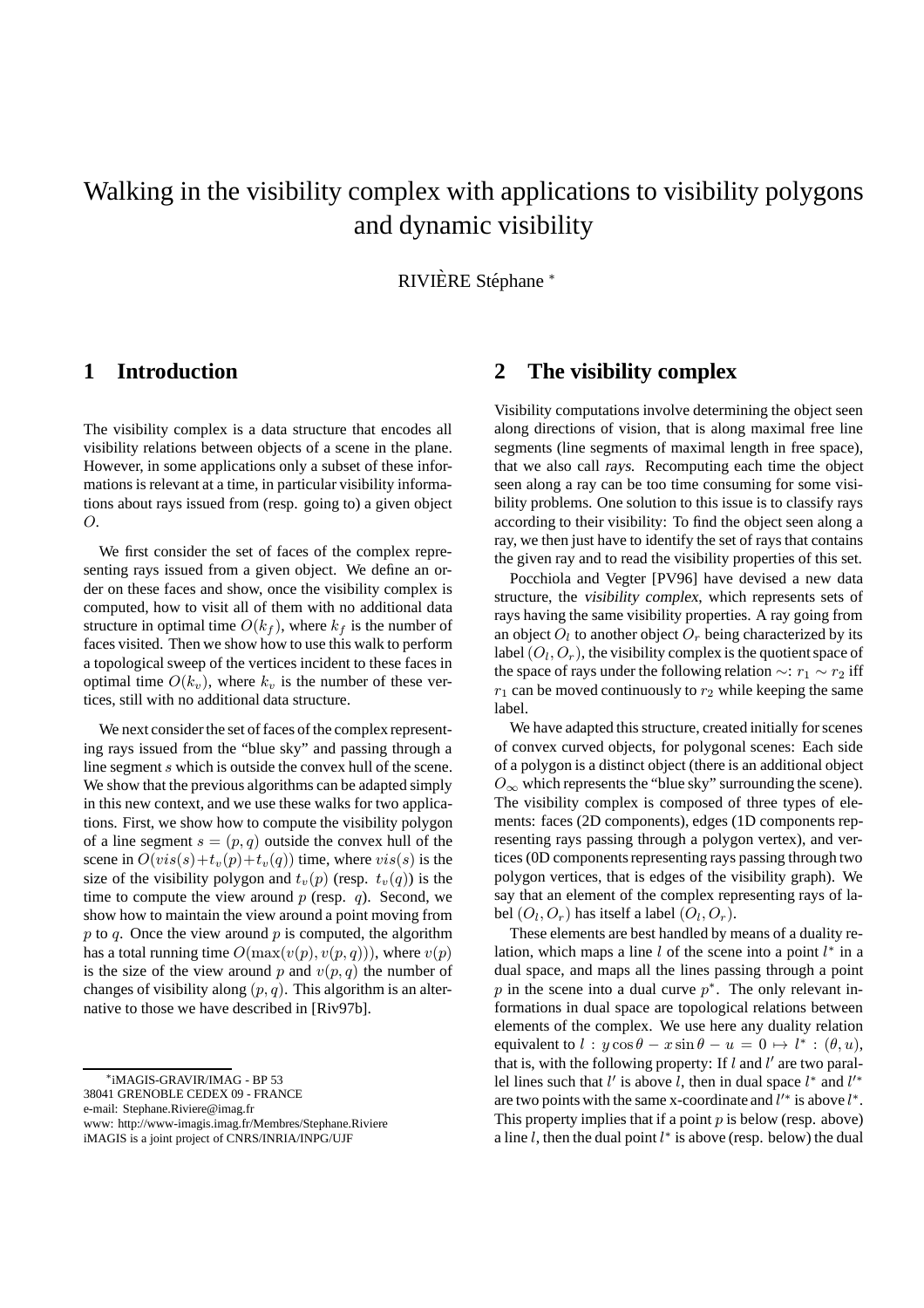# Walking in the visibility complex with applications to visibility polygons and dynamic visibility

RIVIÈRE Stéphane [*]

## 1 Introduction

The visibility complex is a data structure that encodes all visibility relations between objects of a scene in the plane. However, in some applications only a subset of these informations is relevant at a time, in particular visibility informations about rays issued from (resp. going to) a given object $O$.

We first consider the set of faces of the complex representing rays issued from a given object. We define an order on these faces and show, once the visibility complex is computed, how to visit all of them with no additional data structure in optimal time $O(k_f)$, where $k_f$ is the number of faces visited. Then we show how to use this walk to perform a topological sweep of the vertices incident to these faces in optimal time $O(k_v)$, where $k_v$ is the number of these vertices, still with no additional data structure.

We next consider the set of faces of the complex representing rays issued from the "blue sky" and passing through a line segment $s$ which is outside the convex hull of the scene. We show that the previous algorithms can be adapted simply in this new context, and we use these walks for two applications. First, we show how to compute the visibility polygon of a line segment $s = (p, q)$ outside the convex hull of the scene in $O(vis(s)+t_v(p)+t_v(q))$ time, where $vis(s)$ is the size of the visibility polygon and $t_v(p)$ (resp. $t_v(q)$) is the time to compute the view around $p$ (resp. $q$). Second, we show how to maintain the view around a point moving from $p$ to $q$. Once the view around $p$ is computed, the algorithm has a total running time $O(\max(v(p), v(p, q)))$, where $v(p)$ is the size of the view around $p$ and $v(p, q)$ the number of changes of visibility along $(p, q)$. This algorithm is an alternative to those we have described in [Riv97b].

## 2 The visibility complex

Visibility computations involve determining the object seen along directions of vision, that is along maximal free line segments (line segments of maximal length in free space), that we also call *rays*. Recomputing each time the object seen along a ray can be too time consuming for some visibility problems. One solution to this issue is to classify rays according to their visibility: To find the object seen along a ray, we then just have to identify the set of rays that contains the given ray and to read the visibility properties of this set.

Pocchiola and Vegter [PV96] have devised a new data structure, the *visibility complex*, which represents sets of rays having the same visibility properties. A ray going from an object $O_l$ to another object $O_r$ being characterized by its label $(O_l, O_r)$, the visibility complex is the quotient space of the space of rays under the following relation $\sim$: $r_1 \sim r_2$ iff $r_1$ can be moved continuously to $r_2$ while keeping the same label.

We have adapted this structure, created initially for scenes of convex curved objects, for polygonal scenes: Each side of a polygon is a distinct object (there is an additional object $O_\infty$ which represents the "blue sky" surrounding the scene). The visibility complex is composed of three types of elements: faces (2D components), edges (1D components representing rays passing through a polygon vertex), and vertices (0D components representing rays passing through two polygon vertices, that is edges of the visibility graph). We say that an element of the complex representing rays of label $(O_l, O_r)$ has itself a label $(O_l, O_r)$.

These elements are best handled by means of a duality relation, which maps a line $l$ of the scene into a point $l^*$ in a dual space, and maps all the lines passing through a point $p$ in the scene into a dual curve $p^*$. The only relevant informations in dual space are topological relations between elements of the complex. We use here any duality relation equivalent to $l : y \cos\theta - x \sin\theta - u = 0 \mapsto l^* : (\theta, u)$, that is, with the following property: If $l$ and $l'$ are two parallel lines such that $l'$ is above $l$, then in dual space $l^*$ and $l'^*$ are two points with the same x-coordinate and $l'^*$ is above $l^*$. This property implies that if a point $p$ is below (resp. above) a line $l$, then the dual point $l^*$ is above (resp. below) the dual

[*] iMAGIS-GRAVIR/IMAG - BP 53
38041 GRENOBLE CEDEX 09 - FRANCE
e-mail: Stephane.Riviere@imag.fr
www: http://www-imagis.imag.fr/Membres/Stephane.Riviere
iMAGIS is a joint project of CNRS/INRIA/INPG/UJF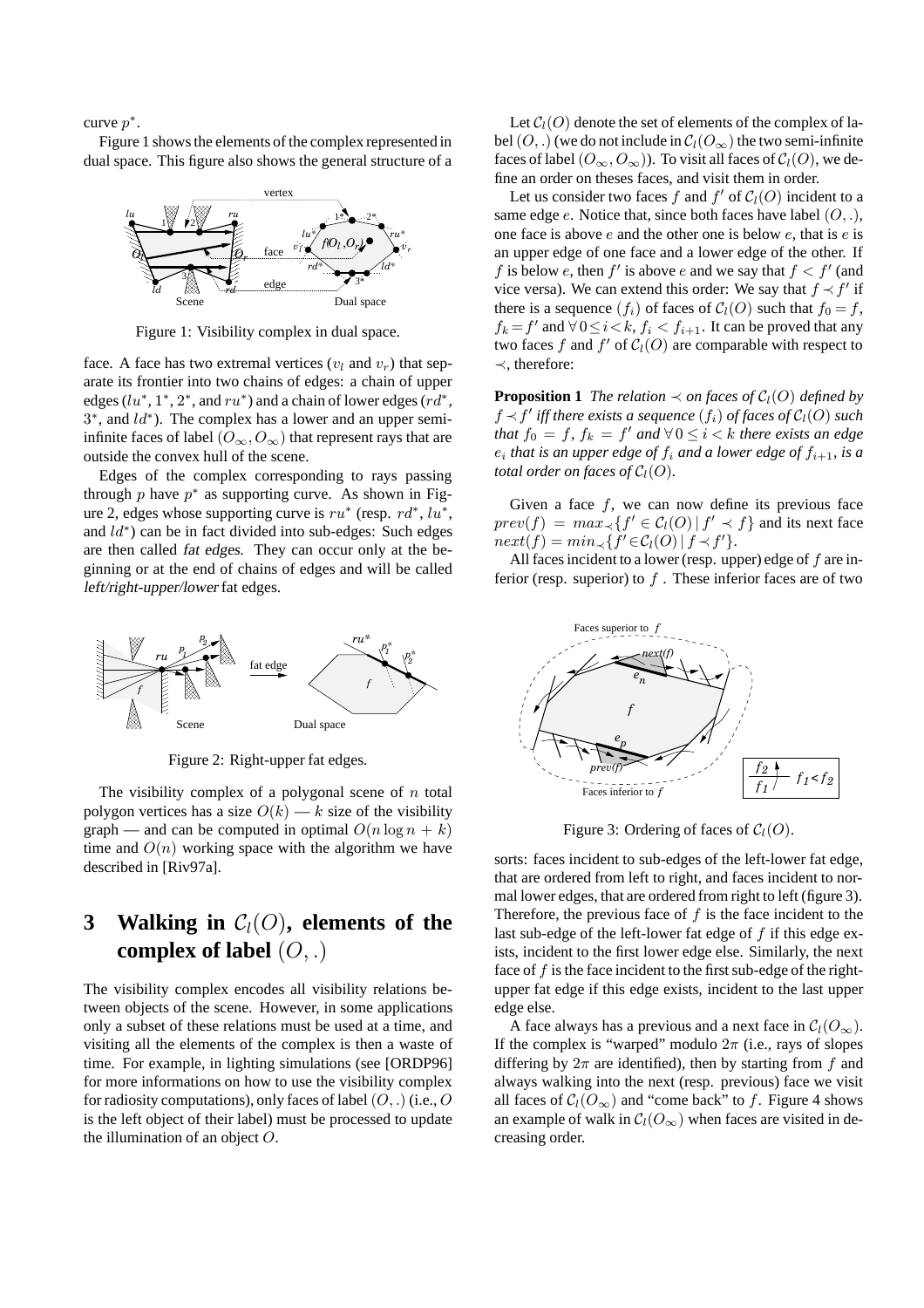curve $p^*$.

Figure 1 shows the elements of the complex represented in dual space. This figure also shows the general structure of a face. A face has two extremal vertices ($v_l$ and $v_r$) that separate its frontier into two chains of edges: a chain of upper edges ($lu^*$, $1^*$, $2^*$, and $ru^*$) and a chain of lower edges ($rd^*$, $3^*$, and $ld^*$). The complex has a lower and an upper semi-infinite faces of label $(O_\infty, O_\infty)$ that represent rays that are outside the convex hull of the scene.

Figure 1: Visibility complex in dual space.

Edges of the complex corresponding to rays passing through $p$ have $p^*$ as supporting curve. As shown in Figure 2, edges whose supporting curve is $ru^*$ (resp. $rd^*$, $lu^*$, and $ld^*$) can be in fact divided into sub-edges: Such edges are then called *fat edges*. They can occur only at the beginning or at the end of chains of edges and will be called *left/right-upper/lower* fat edges.

Figure 2: Right-upper fat edges.

The visibility complex of a polygonal scene of $n$ total polygon vertices has a size $O(k)$ — $k$ size of the visibility graph — and can be computed in optimal $O(n \log n + k)$ time and $O(n)$ working space with the algorithm we have described in [Riv97a].

# 3 Walking in $\mathcal{C}_l(O)$, elements of the complex of label $(O, .)$

The visibility complex encodes all visibility relations between objects of the scene. However, in some applications only a subset of these relations must be used at a time, and visiting all the elements of the complex is then a waste of time. For example, in lighting simulations (see [ORDP96] for more informations on how to use the visibility complex for radiosity computations), only faces of label $(O, .)$ (i.e., $O$ is the left object of their label) must be processed to update the illumination of an object $O$.

Let $\mathcal{C}_l(O)$ denote the set of elements of the complex of label $(O, .)$ (we do not include in $\mathcal{C}_l(O_\infty)$ the two semi-infinite faces of label $(O_\infty, O_\infty)$). To visit all faces of $\mathcal{C}_l(O)$, we define an order on these faces, and visit them in order.

Let us consider two faces $f$ and $f'$ of $\mathcal{C}_l(O)$ incident to a same edge $e$. Notice that, since both faces have label $(O, .)$, one face is above $e$ and the other one is below $e$, that is $e$ is an upper edge of one face and a lower edge of the other. If $f$ is below $e$, then $f'$ is above $e$ and we say that $f < f'$ (and vice versa). We can extend this order: We say that $f \prec f'$ if there is a sequence $(f_i)$ of faces of $\mathcal{C}_l(O)$ such that $f_0 = f$, $f_k = f'$ and $\forall\, 0 \leq i < k$, $f_i < f_{i+1}$. It can be proved that any two faces $f$ and $f'$ of $\mathcal{C}_l(O)$ are comparable with respect to $\prec$, therefore:

**Proposition 1** *The relation $\prec$ on faces of $\mathcal{C}_l(O)$ defined by $f \prec f'$ iff there exists a sequence $(f_i)$ of faces of $\mathcal{C}_l(O)$ such that $f_0 = f$, $f_k = f'$ and $\forall\, 0 \leq i < k$ there exists an edge $e_i$ that is an upper edge of $f_i$ and a lower edge of $f_{i+1}$, is a total order on faces of $\mathcal{C}_l(O)$.*

Given a face $f$, we can now define its previous face $prev(f) = max_\prec\{f' \in \mathcal{C}_l(O) \mid f' \prec f\}$ and its next face $next(f) = min_\prec\{f' \in \mathcal{C}_l(O) \mid f \prec f'\}$.

All faces incident to a lower (resp. upper) edge of $f$ are inferior (resp. superior) to $f$. These inferior faces are of two sorts: faces incident to sub-edges of the left-lower fat edge, that are ordered from left to right, and faces incident to normal lower edges, that are ordered from right to left (figure 3). Therefore, the previous face of $f$ is the face incident to the last sub-edge of the left-lower fat edge of $f$ if this edge exists, incident to the first lower edge else. Similarly, the next face of $f$ is the face incident to the first sub-edge of the right-upper fat edge if this edge exists, incident to the last upper edge else.

Figure 3: Ordering of faces of $\mathcal{C}_l(O)$.

A face always has a previous and a next face in $\mathcal{C}_l(O_\infty)$. If the complex is "warped" modulo $2\pi$ (i.e., rays of slopes differing by $2\pi$ are identified), then by starting from $f$ and always walking into the next (resp. previous) face we visit all faces of $\mathcal{C}_l(O_\infty)$ and "come back" to $f$. Figure 4 shows an example of walk in $\mathcal{C}_l(O_\infty)$ when faces are visited in decreasing order.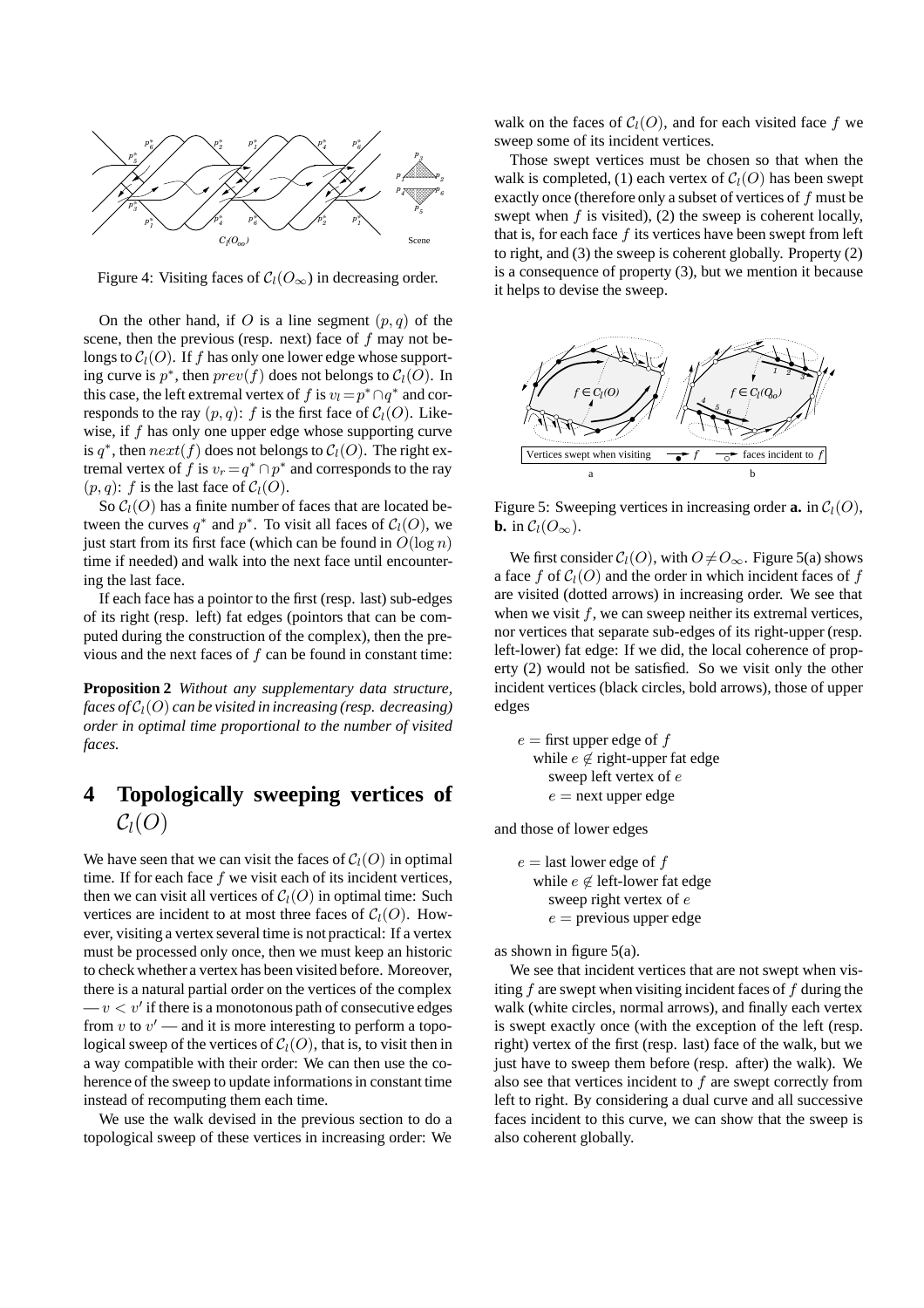Figure 4: Visiting faces of $\mathcal{C}_l(O_\infty)$ in decreasing order.

On the other hand, if $O$ is a line segment $(p,q)$ of the scene, then the previous (resp. next) face of $f$ may not belongs to $\mathcal{C}_l(O)$. If $f$ has only one lower edge whose supporting curve is $p^*$, then $prev(f)$ does not belongs to $\mathcal{C}_l(O)$. In this case, the left extremal vertex of $f$ is $v_l = p^* \cap q^*$ and corresponds to the ray $(p,q)$: $f$ is the first face of $\mathcal{C}_l(O)$. Likewise, if $f$ has only one upper edge whose supporting curve is $q^*$, then $next(f)$ does not belongs to $\mathcal{C}_l(O)$. The right extremal vertex of $f$ is $v_r = q^* \cap p^*$ and corresponds to the ray $(p,q)$: $f$ is the last face of $\mathcal{C}_l(O)$.

So $\mathcal{C}_l(O)$ has a finite number of faces that are located between the curves $q^*$ and $p^*$. To visit all faces of $\mathcal{C}_l(O)$, we just start from its first face (which can be found in $O(\log n)$ time if needed) and walk into the next face until encountering the last face.

If each face has a pointor to the first (resp. last) sub-edges of its right (resp. left) fat edges (pointers that can be computed during the construction of the complex), then the previous and the next faces of $f$ can be found in constant time:

**Proposition 2** *Without any supplementary data structure, faces of $\mathcal{C}_l(O)$ can be visited in increasing (resp. decreasing) order in optimal time proportional to the number of visited faces.*

# 4 Topologically sweeping vertices of $\mathcal{C}_l(O)$

We have seen that we can visit the faces of $\mathcal{C}_l(O)$ in optimal time. If for each face $f$ we visit each of its incident vertices, then we can visit all vertices of $\mathcal{C}_l(O)$ in optimal time: Such vertices are incident to at most three faces of $\mathcal{C}_l(O)$. However, visiting a vertex several time is not practical: If a vertex must be processed only once, then we must keep an historic to check whether a vertex has been visited before. Moreover, there is a natural partial order on the vertices of the complex — $v < v'$ if there is a monotonous path of consecutive edges from $v$ to $v'$ — and it is more interesting to perform a topological sweep of the vertices of $\mathcal{C}_l(O)$, that is, to visit then in a way compatible with their order: We can then use the coherence of the sweep to update informations in constant time instead of recomputing them each time.

We use the walk devised in the previous section to do a topological sweep of these vertices in increasing order: We walk on the faces of $\mathcal{C}_l(O)$, and for each visited face $f$ we sweep some of its incident vertices.

Those swept vertices must be chosen so that when the walk is completed, (1) each vertex of $\mathcal{C}_l(O)$ has been swept exactly once (therefore only a subset of vertices of $f$ must be swept when $f$ is visited), (2) the sweep is coherent locally, that is, for each face $f$ its vertices have been swept from left to right, and (3) the sweep is coherent globally. Property (2) is a consequence of property (3), but we mention it because it helps to devise the sweep.

Figure 5: Sweeping vertices in increasing order **a.** in $\mathcal{C}_l(O)$, **b.** in $\mathcal{C}_l(O_\infty)$.

We first consider $\mathcal{C}_l(O)$, with $O \neq O_\infty$. Figure 5(a) shows a face $f$ of $\mathcal{C}_l(O)$ and the order in which incident faces of $f$ are visited (dotted arrows) in increasing order. We see that when we visit $f$, we can sweep neither its extremal vertices, nor vertices that separate sub-edges of its right-upper (resp. left-lower) fat edge: If we did, the local coherence of property (2) would not be satisfied. So we visit only the other incident vertices (black circles, bold arrows), those of upper edges

```
e = first upper edge of f
   while e ∉ right-upper fat edge
      sweep left vertex of e
      e = next upper edge
```

and those of lower edges

```
e = last lower edge of f
   while e ∉ left-lower fat edge
      sweep right vertex of e
      e = previous upper edge
```

as shown in figure 5(a).

We see that incident vertices that are not swept when visiting $f$ are swept when visiting incident faces of $f$ during the walk (white circles, normal arrows), and finally each vertex is swept exactly once (with the exception of the left (resp. right) vertex of the first (resp. last) face of the walk, but we just have to sweep them before (resp. after) the walk). We also see that vertices incident to $f$ are swept correctly from left to right. By considering a dual curve and all successive faces incident to this curve, we can show that the sweep is also coherent globally.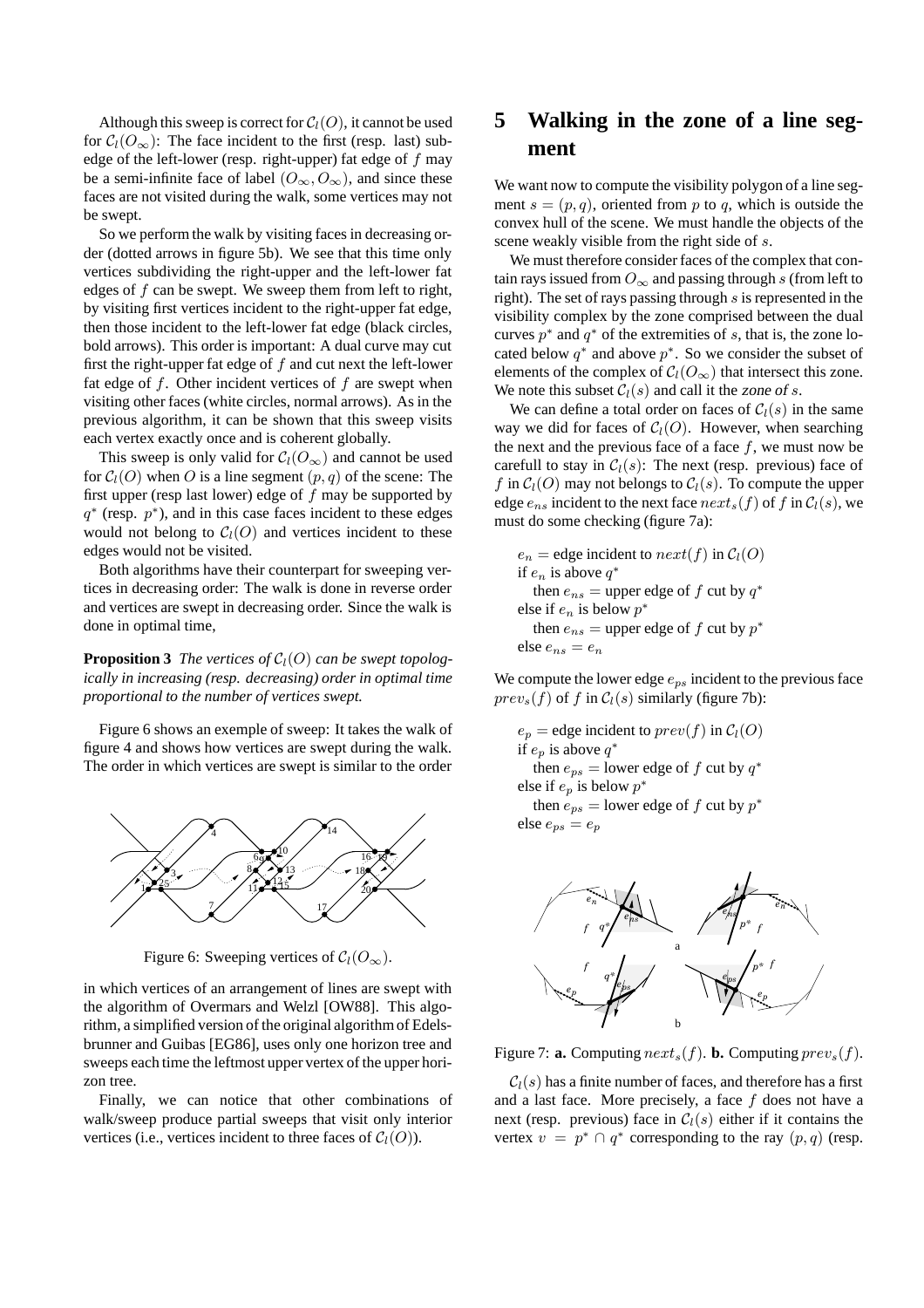Although this sweep is correct for $\mathcal{C}_l(O)$, it cannot be used for $\mathcal{C}_l(O_\infty)$: The face incident to the first (resp. last) subedge of the left-lower (resp. right-upper) fat edge of $f$ may be a semi-infinite face of label $(O_\infty, O_\infty)$, and since these faces are not visited during the walk, some vertices may not be swept.

So we perform the walk by visiting faces in decreasing order (dotted arrows in figure 5b). We see that this time only vertices subdividing the right-upper and the left-lower fat edges of $f$ can be swept. We sweep them from left to right, by visiting first vertices incident to the right-upper fat edge, then those incident to the left-lower fat edge (black circles, bold arrows). This order is important: A dual curve may cut first the right-upper fat edge of $f$ and cut next the left-lower fat edge of $f$. Other incident vertices of $f$ are swept when visiting other faces (white circles, normal arrows). As in the previous algorithm, it can be shown that this sweep visits each vertex exactly once and is coherent globally.

This sweep is only valid for $\mathcal{C}_l(O_\infty)$ and cannot be used for $\mathcal{C}_l(O)$ when $O$ is a line segment $(p, q)$ of the scene: The first upper (resp last lower) edge of $f$ may be supported by $q^*$ (resp. $p^*$), and in this case faces incident to these edges would not belong to $\mathcal{C}_l(O)$ and vertices incident to these edges would not be visited.

Both algorithms have their counterpart for sweeping vertices in decreasing order: The walk is done in reverse order and vertices are swept in decreasing order. Since the walk is done in optimal time,

**Proposition 3** *The vertices of $\mathcal{C}_l(O)$ can be swept topologically in increasing (resp. decreasing) order in optimal time proportional to the number of vertices swept.*

Figure 6 shows an exemple of sweep: It takes the walk of figure 4 and shows how vertices are swept during the walk. The order in which vertices are swept is similar to the order

Figure 6: Sweeping vertices of $\mathcal{C}_l(O_\infty)$.

in which vertices of an arrangement of lines are swept with the algorithm of Overmars and Welzl [OW88]. This algorithm, a simplified version of the original algorithm of Edelsbrunner and Guibas [EG86], uses only one horizon tree and sweeps each time the leftmost upper vertex of the upper horizon tree.

Finally, we can notice that other combinations of walk/sweep produce partial sweeps that visit only interior vertices (i.e., vertices incident to three faces of $\mathcal{C}_l(O)$).

# 5 Walking in the zone of a line segment

We want now to compute the visibility polygon of a line segment $s = (p, q)$, oriented from $p$ to $q$, which is outside the convex hull of the scene. We must handle the objects of the scene weakly visible from the right side of $s$.

We must therefore consider faces of the complex that contain rays issued from $O_\infty$ and passing through $s$ (from left to right). The set of rays passing through $s$ is represented in the visibility complex by the zone comprised between the dual curves $p^*$ and $q^*$ of the extremities of $s$, that is, the zone located below $q^*$ and above $p^*$. So we consider the subset of elements of the complex of $\mathcal{C}_l(O_\infty)$ that intersect this zone. We note this subset $\mathcal{C}_l(s)$ and call it the *zone of* $s$.

We can define a total order on faces of $\mathcal{C}_l(s)$ in the same way we did for faces of $\mathcal{C}_l(O)$. However, when searching the next and the previous face of a face $f$, we must now be carefull to stay in $\mathcal{C}_l(s)$: The next (resp. previous) face of $f$ in $\mathcal{C}_l(O)$ may not belongs to $\mathcal{C}_l(s)$. To compute the upper edge $e_{ns}$ incident to the next face $next_s(f)$ of $f$ in $\mathcal{C}_l(s)$, we must do some checking (figure 7a):

$e_n$ = edge incident to $next(f)$ in $\mathcal{C}_l(O)$
if $e_n$ is above $q^*$
  then $e_{ns}$ = upper edge of $f$ cut by $q^*$
else if $e_n$ is below $p^*$
  then $e_{ns}$ = upper edge of $f$ cut by $p^*$
else $e_{ns} = e_n$

We compute the lower edge $e_{ps}$ incident to the previous face $prev_s(f)$ of $f$ in $\mathcal{C}_l(s)$ similarly (figure 7b):

$e_p$ = edge incident to $prev(f)$ in $\mathcal{C}_l(O)$
if $e_p$ is above $q^*$
  then $e_{ps}$ = lower edge of $f$ cut by $q^*$
else if $e_p$ is below $p^*$
  then $e_{ps}$ = lower edge of $f$ cut by $p^*$
else $e_{ps} = e_p$

Figure 7: **a.** Computing $next_s(f)$. **b.** Computing $prev_s(f)$.

$\mathcal{C}_l(s)$ has a finite number of faces, and therefore has a first and a last face. More precisely, a face $f$ does not have a next (resp. previous) face in $\mathcal{C}_l(s)$ either if it contains the vertex $v = p^* \cap q^*$ corresponding to the ray $(p, q)$ (resp.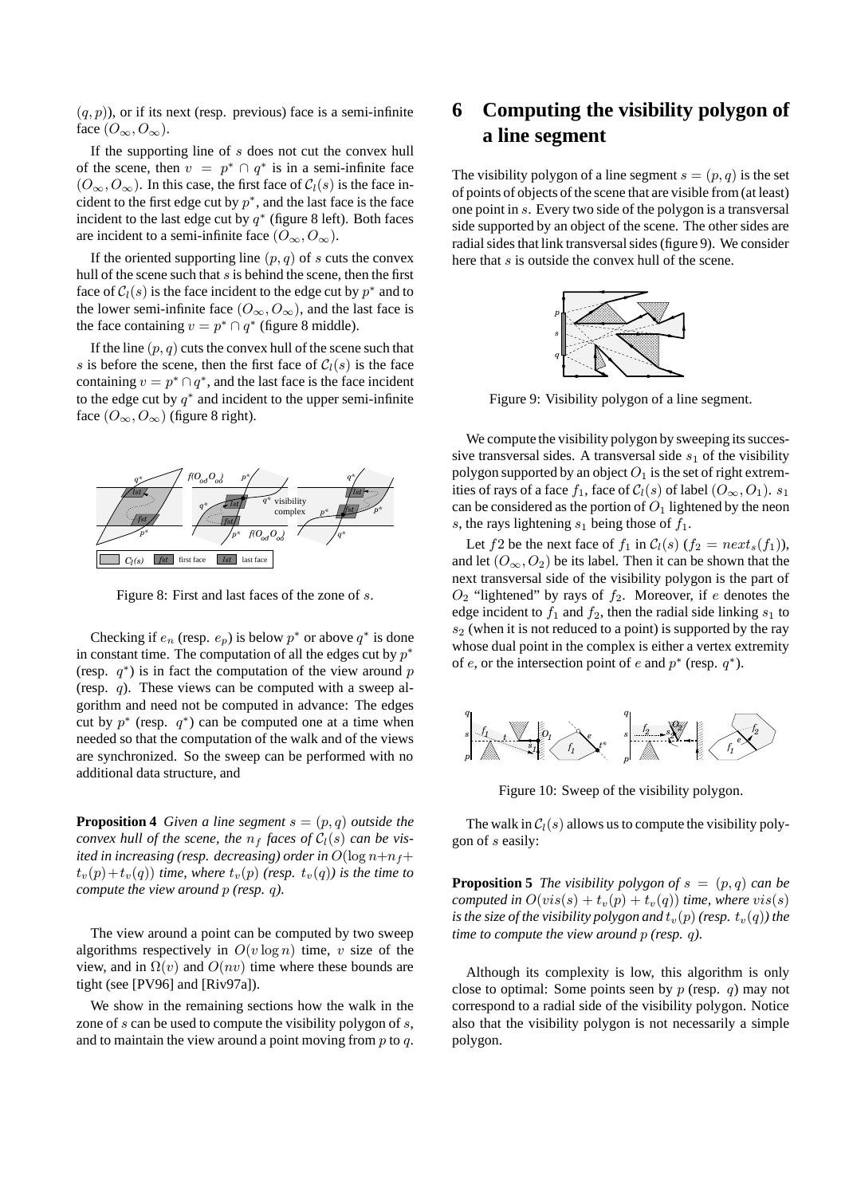$(q, p)$), or if its next (resp. previous) face is a semi-infinite face $(O_\infty, O_\infty)$.

If the supporting line of $s$ does not cut the convex hull of the scene, then $v = p^* \cap q^*$ is in a semi-infinite face $(O_\infty, O_\infty)$. In this case, the first face of $\mathcal{C}_l(s)$ is the face incident to the first edge cut by $p^*$, and the last face is the face incident to the last edge cut by $q^*$ (figure 8 left). Both faces are incident to a semi-infinite face $(O_\infty, O_\infty)$.

If the oriented supporting line $(p, q)$ of $s$ cuts the convex hull of the scene such that $s$ is behind the scene, then the first face of $\mathcal{C}_l(s)$ is the face incident to the edge cut by $p^*$ and to the lower semi-infinite face $(O_\infty, O_\infty)$, and the last face is the face containing $v = p^* \cap q^*$ (figure 8 middle).

If the line $(p, q)$ cuts the convex hull of the scene such that $s$ is before the scene, then the first face of $\mathcal{C}_l(s)$ is the face containing $v = p^* \cap q^*$, and the last face is the face incident to the edge cut by $q^*$ and incident to the upper semi-infinite face $(O_\infty, O_\infty)$ (figure 8 right).

Figure 8: First and last faces of the zone of $s$.

Checking if $e_n$ (resp. $e_p$) is below $p^*$ or above $q^*$ is done in constant time. The computation of all the edges cut by $p^*$ (resp. $q^*$) is in fact the computation of the view around $p$ (resp. $q$). These views can be computed with a sweep algorithm and need not be computed in advance: The edges cut by $p^*$ (resp. $q^*$) can be computed one at a time when needed so that the computation of the walk and of the views are synchronized. So the sweep can be performed with no additional data structure, and

**Proposition 4** *Given a line segment $s = (p, q)$ outside the convex hull of the scene, the $n_f$ faces of $\mathcal{C}_l(s)$ can be visited in increasing (resp. decreasing) order in $O(\log n + n_f + t_v(p) + t_v(q))$ time, where $t_v(p)$ (resp. $t_v(q)$) is the time to compute the view around $p$ (resp. $q$).*

The view around a point can be computed by two sweep algorithms respectively in $O(v \log n)$ time, $v$ size of the view, and in $\Omega(v)$ and $O(nv)$ time where these bounds are tight (see [PV96] and [Riv97a]).

We show in the remaining sections how the walk in the zone of $s$ can be used to compute the visibility polygon of $s$, and to maintain the view around a point moving from $p$ to $q$.

# 6 Computing the visibility polygon of a line segment

The visibility polygon of a line segment $s = (p, q)$ is the set of points of objects of the scene that are visible from (at least) one point in $s$. Every two side of the polygon is a transversal side supported by an object of the scene. The other sides are radial sides that link transversal sides (figure 9). We consider here that $s$ is outside the convex hull of the scene.

Figure 9: Visibility polygon of a line segment.

We compute the visibility polygon by sweeping its successive transversal sides. A transversal side $s_1$ of the visibility polygon supported by an object $O_1$ is the set of right extremities of rays of a face $f_1$, face of $\mathcal{C}_l(s)$ of label $(O_\infty, O_1)$. $s_1$ can be considered as the portion of $O_1$ lightened by the neon $s$, the rays lightening $s_1$ being those of $f_1$.

Let $f2$ be the next face of $f_1$ in $\mathcal{C}_l(s)$ ($f_2 = next_s(f_1)$), and let $(O_\infty, O_2)$ be its label. Then it can be shown that the next transversal side of the visibility polygon is the part of $O_2$ "lightened" by rays of $f_2$. Moreover, if $e$ denotes the edge incident to $f_1$ and $f_2$, then the radial side linking $s_1$ to $s_2$ (when it is not reduced to a point) is supported by the ray whose dual point in the complex is either a vertex extremity of $e$, or the intersection point of $e$ and $p^*$ (resp. $q^*$).

Figure 10: Sweep of the visibility polygon.

The walk in $\mathcal{C}_l(s)$ allows us to compute the visibility polygon of $s$ easily:

**Proposition 5** *The visibility polygon of $s = (p, q)$ can be computed in $O(vis(s) + t_v(p) + t_v(q))$ time, where $vis(s)$ is the size of the visibility polygon and $t_v(p)$ (resp. $t_v(q)$) the time to compute the view around $p$ (resp. $q$).*

Although its complexity is low, this algorithm is only close to optimal: Some points seen by $p$ (resp. $q$) may not correspond to a radial side of the visibility polygon. Notice also that the visibility polygon is not necessarily a simple polygon.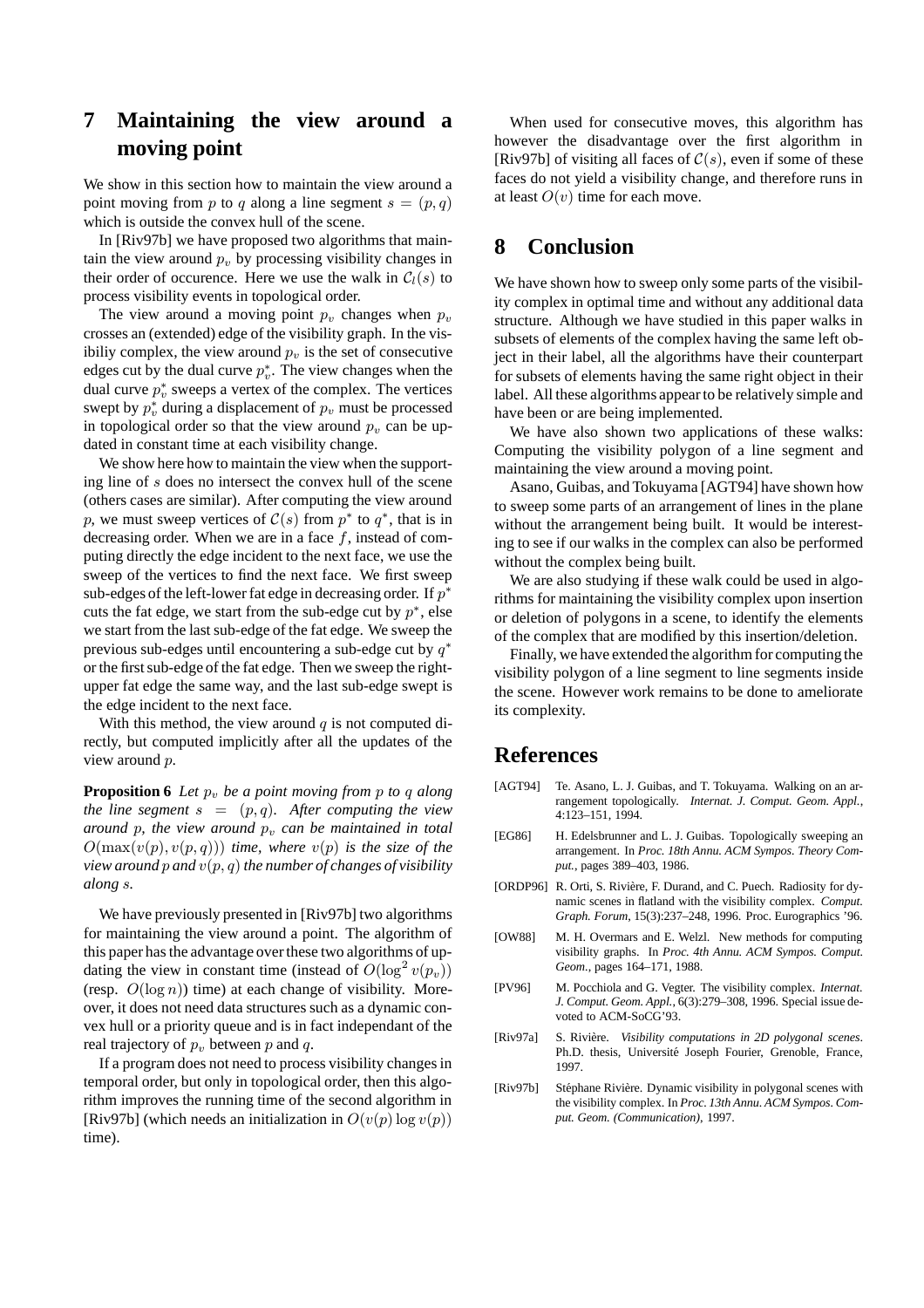## 7 Maintaining the view around a moving point

We show in this section how to maintain the view around a point moving from $p$ to $q$ along a line segment $s = (p, q)$ which is outside the convex hull of the scene.

In [Riv97b] we have proposed two algorithms that maintain the view around $p_v$ by processing visibility changes in their order of occurence. Here we use the walk in $\mathcal{C}_l(s)$ to process visibility events in topological order.

The view around a moving point $p_v$ changes when $p_v$ crosses an (extended) edge of the visibility graph. In the visibiliy complex, the view around $p_v$ is the set of consecutive edges cut by the dual curve $p_v^*$. The view changes when the dual curve $p_v^*$ sweeps a vertex of the complex. The vertices swept by $p_v^*$ during a displacement of $p_v$ must be processed in topological order so that the view around $p_v$ can be updated in constant time at each visibility change.

We show here how to maintain the view when the supporting line of $s$ does no intersect the convex hull of the scene (others cases are similar). After computing the view around $p$, we must sweep vertices of $\mathcal{C}(s)$ from $p^*$ to $q^*$, that is in decreasing order. When we are in a face $f$, instead of computing directly the edge incident to the next face, we use the sweep of the vertices to find the next face. We first sweep sub-edges of the left-lower fat edge in decreasing order. If $p^*$ cuts the fat edge, we start from the sub-edge cut by $p^*$, else we start from the last sub-edge of the fat edge. We sweep the previous sub-edges until encountering a sub-edge cut by $q^*$ or the first sub-edge of the fat edge. Then we sweep the right-upper fat edge the same way, and the last sub-edge swept is the edge incident to the next face.

With this method, the view around $q$ is not computed directly, but computed implicitly after all the updates of the view around $p$.

**Proposition 6** *Let $p_v$ be a point moving from $p$ to $q$ along the line segment $s = (p, q)$. After computing the view around $p$, the view around $p_v$ can be maintained in total $O(\max(v(p), v(p, q)))$ time, where $v(p)$ is the size of the view around $p$ and $v(p, q)$ the number of changes of visibility along $s$.*

We have previously presented in [Riv97b] two algorithms for maintaining the view around a point. The algorithm of this paper has the advantage over these two algorithms of updating the view in constant time (instead of $O(\log^2 v(p_v))$ (resp. $O(\log n)$) time) at each change of visibility. Moreover, it does not need data structures such as a dynamic convex hull or a priority queue and is in fact independant of the real trajectory of $p_v$ between $p$ and $q$.

If a program does not need to process visibility changes in temporal order, but only in topological order, then this algorithm improves the running time of the second algorithm in [Riv97b] (which needs an initialization in $O(v(p) \log v(p))$ time).

When used for consecutive moves, this algorithm has however the disadvantage over the first algorithm in [Riv97b] of visiting all faces of $\mathcal{C}(s)$, even if some of these faces do not yield a visibility change, and therefore runs in at least $O(v)$ time for each move.

## 8 Conclusion

We have shown how to sweep only some parts of the visibility complex in optimal time and without any additional data structure. Although we have studied in this paper walks in subsets of elements of the complex having the same left object in their label, all the algorithms have their counterpart for subsets of elements having the same right object in their label. All these algorithms appear to be relatively simple and have been or are being implemented.

We have also shown two applications of these walks: Computing the visibility polygon of a line segment and maintaining the view around a moving point.

Asano, Guibas, and Tokuyama [AGT94] have shown how to sweep some parts of an arrangement of lines in the plane without the arrangement being built. It would be interesting to see if our walks in the complex can also be performed without the complex being built.

We are also studying if these walk could be used in algorithms for maintaining the visibility complex upon insertion or deletion of polygons in a scene, to identify the elements of the complex that are modified by this insertion/deletion.

Finally, we have extended the algorithm for computing the visibility polygon of a line segment to line segments inside the scene. However work remains to be done to ameliorate its complexity.

## References

[AGT94] Te. Asano, L. J. Guibas, and T. Tokuyama. Walking on an arrangement topologically. *Internat. J. Comput. Geom. Appl.*, 4:123–151, 1994.

[EG86] H. Edelsbrunner and L. J. Guibas. Topologically sweeping an arrangement. In *Proc. 18th Annu. ACM Sympos. Theory Comput.*, pages 389–403, 1986.

[ORDP96] R. Orti, S. Rivière, F. Durand, and C. Puech. Radiosity for dynamic scenes in flatland with the visibility complex. *Comput. Graph. Forum*, 15(3):237–248, 1996. Proc. Eurographics '96.

[OW88] M. H. Overmars and E. Welzl. New methods for computing visibility graphs. In *Proc. 4th Annu. ACM Sympos. Comput. Geom.*, pages 164–171, 1988.

[PV96] M. Pocchiola and G. Vegter. The visibility complex. *Internat. J. Comput. Geom. Appl.*, 6(3):279–308, 1996. Special issue devoted to ACM-SoCG'93.

[Riv97a] S. Rivière. *Visibility computations in 2D polygonal scenes*. Ph.D. thesis, Université Joseph Fourier, Grenoble, France, 1997.

[Riv97b] Stéphane Rivière. Dynamic visibility in polygonal scenes with the visibility complex. In *Proc. 13th Annu. ACM Sympos. Comput. Geom. (Communication)*, 1997.